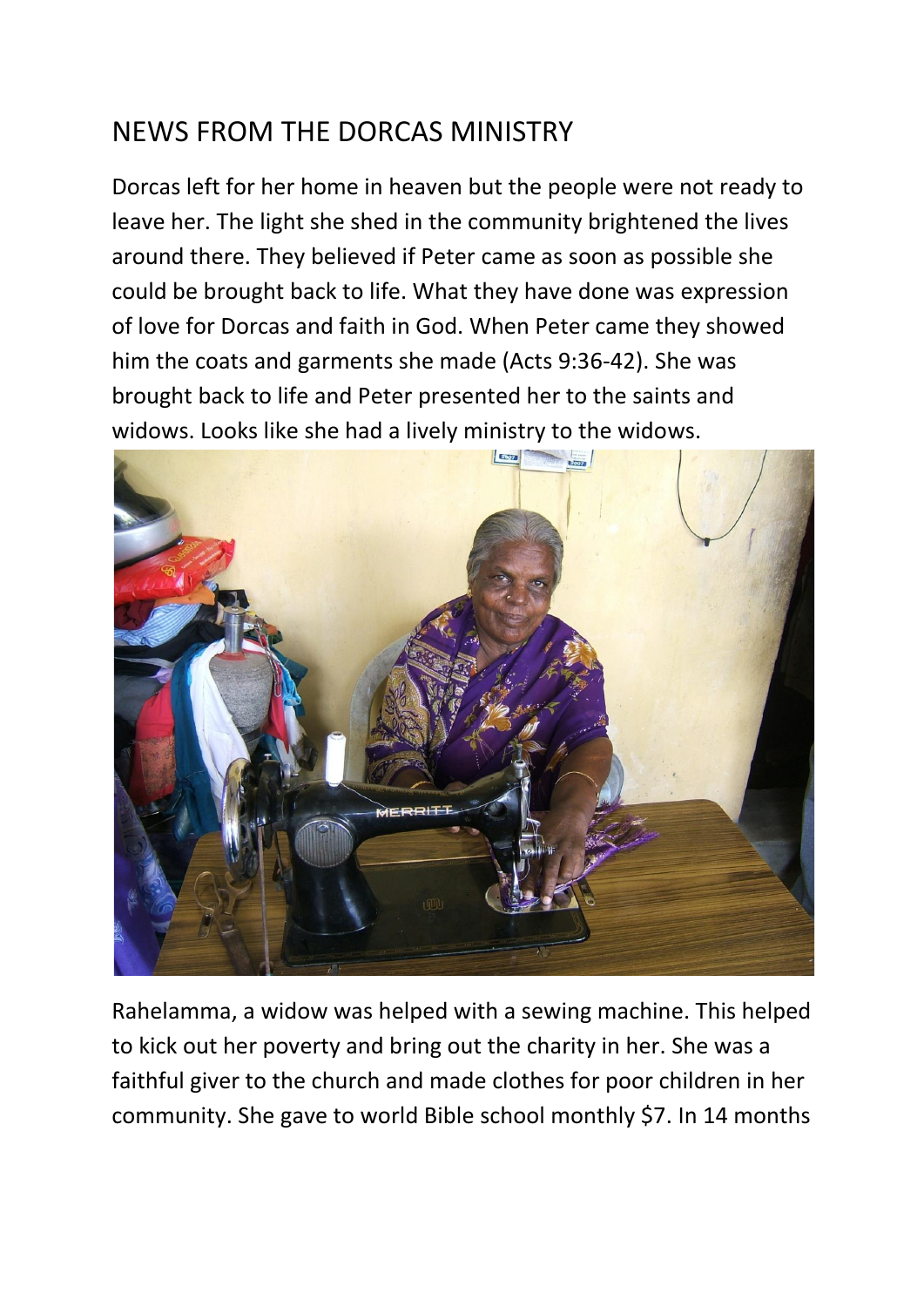# NEWS FROM THE DORCAS MINISTRY

Dorcas left for her home in heaven but the people were not ready to leave her. The light she shed in the community brightened the lives around there. They believed if Peter came as soon as possible she could be brought back to life. What they have done was expression of love for Dorcas and faith in God. When Peter came they showed him the coats and garments she made (Acts 9:36-42). She was brought back to life and Peter presented her to the saints and widows. Looks like she had a lively ministry to the widows.

Rahelamma, a widow was helped with a sewing machine. This helped to kick out her poverty and bring out the charity in her. She was a faithful giver to the church and made clothes for poor children in her community. She gave to world Bible school monthly $7. In 14 months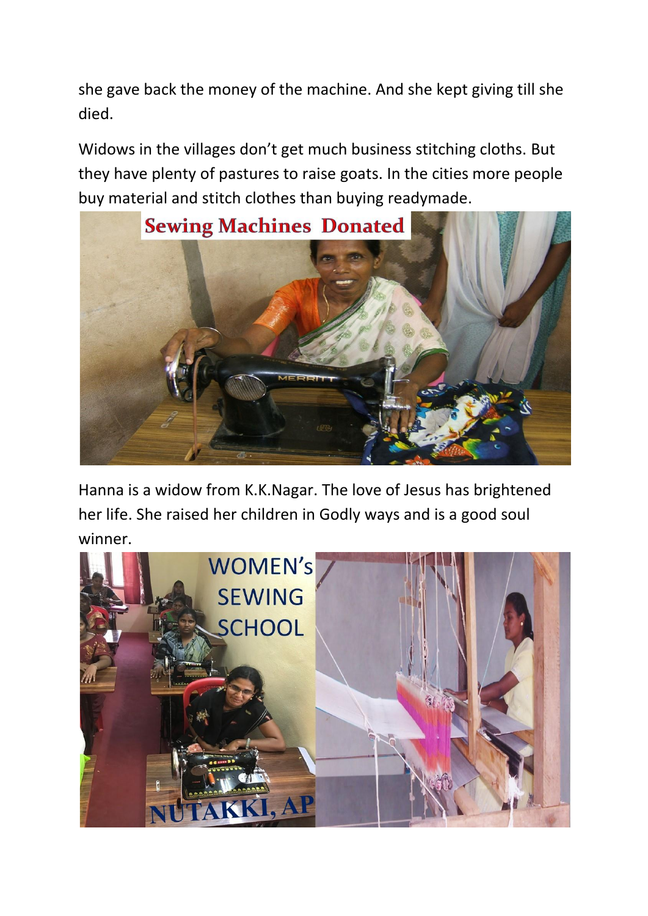she gave back the money of the machine. And she kept giving till she died.

Widows in the villages don't get much business stitching cloths. But they have plenty of pastures to raise goats. In the cities more people buy material and stitch clothes than buying readymade.

Hanna is a widow from K.K.Nagar. The love of Jesus has brightened her life. She raised her children in Godly ways and is a good soul winner.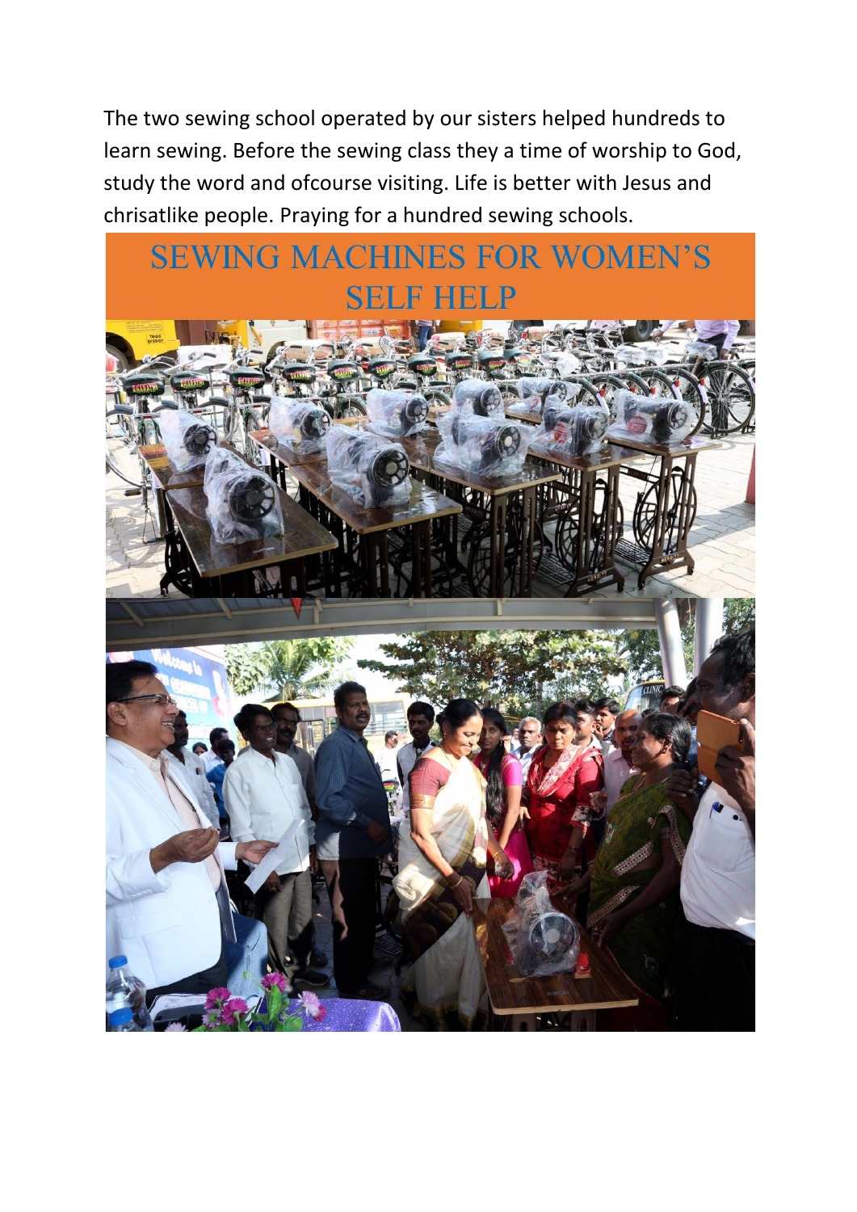The two sewing school operated by our sisters helped hundreds to learn sewing. Before the sewing class they a time of worship to God, study the word and ofcourse visiting. Life is better with Jesus and chrisatlike people. Praying for a hundred sewing schools.

# SEWING MACHINES FOR WOMEN'S SELF HELP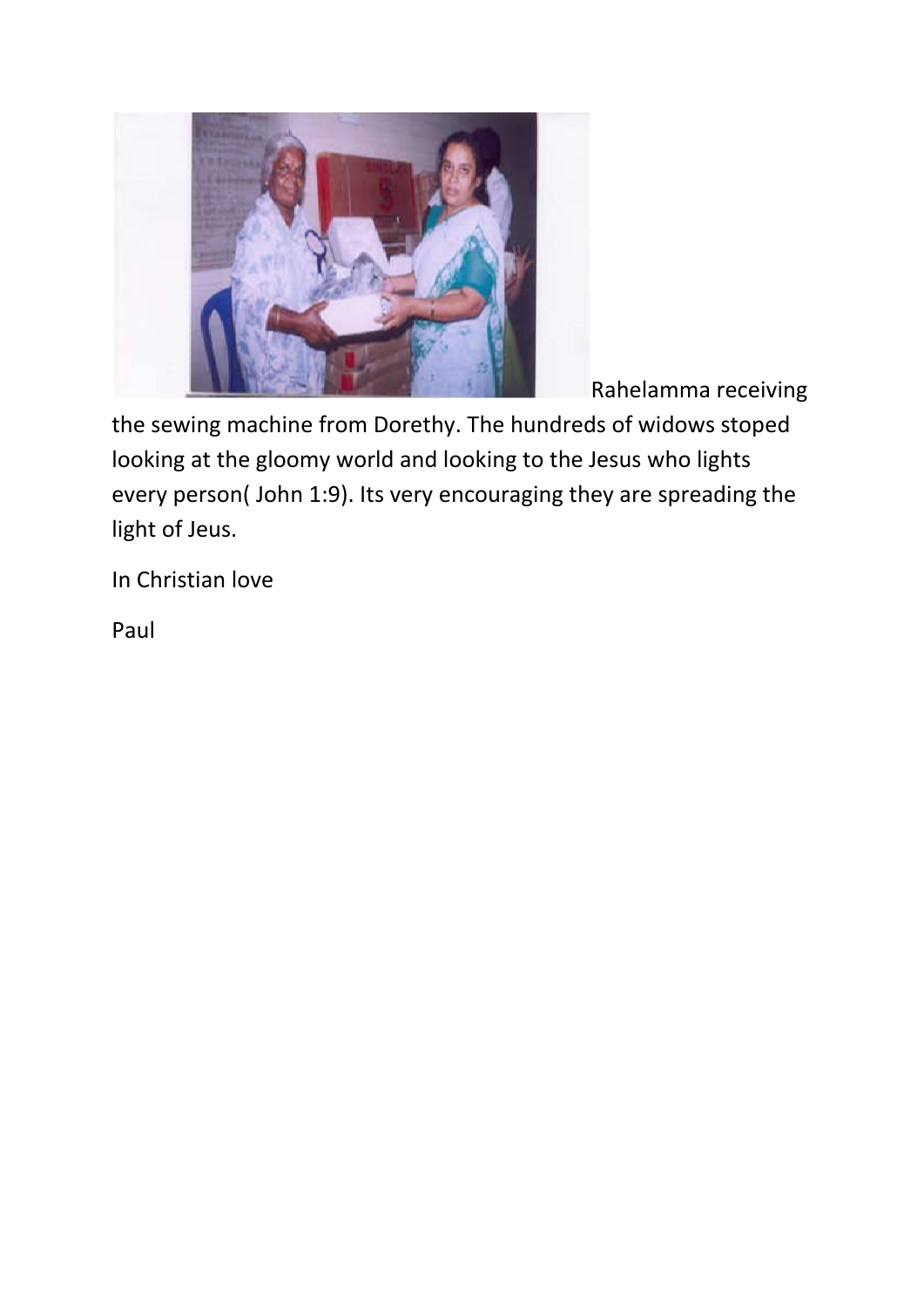Rahelamma receiving the sewing machine from Dorethy. The hundreds of widows stoped looking at the gloomy world and looking to the Jesus who lights every person( John 1:9). Its very encouraging they are spreading the light of Jeus.

In Christian love

Paul